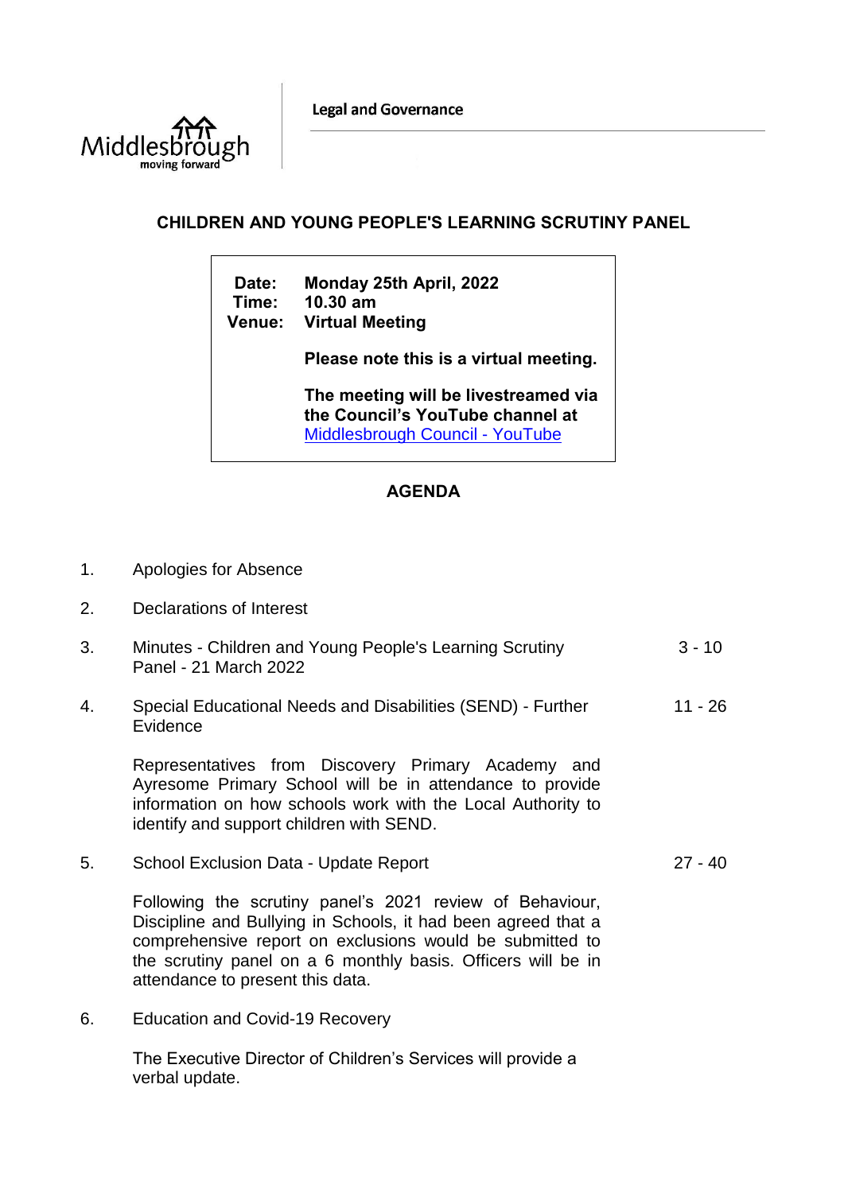Middlesbrough
moving forward

Legal and Governance

# CHILDREN AND YOUNG PEOPLE'S LEARNING SCRUTINY PANEL

**Date:** Monday 25th April, 2022
**Time:** 10.30 am
**Venue:** Virtual Meeting

**Please note this is a virtual meeting.**

**The meeting will be livestreamed via the Council's YouTube channel at** [Middlesbrough Council - YouTube]

## AGENDA

1. Apologies for Absence

2. Declarations of Interest

3. Minutes - Children and Young People's Learning Scrutiny Panel - 21 March 2022 — 3 - 10

4. Special Educational Needs and Disabilities (SEND) - Further Evidence — 11 - 26

   Representatives from Discovery Primary Academy and Ayresome Primary School will be in attendance to provide information on how schools work with the Local Authority to identify and support children with SEND.

5. School Exclusion Data - Update Report — 27 - 40

   Following the scrutiny panel's 2021 review of Behaviour, Discipline and Bullying in Schools, it had been agreed that a comprehensive report on exclusions would be submitted to the scrutiny panel on a 6 monthly basis. Officers will be in attendance to present this data.

6. Education and Covid-19 Recovery

   The Executive Director of Children's Services will provide a verbal update.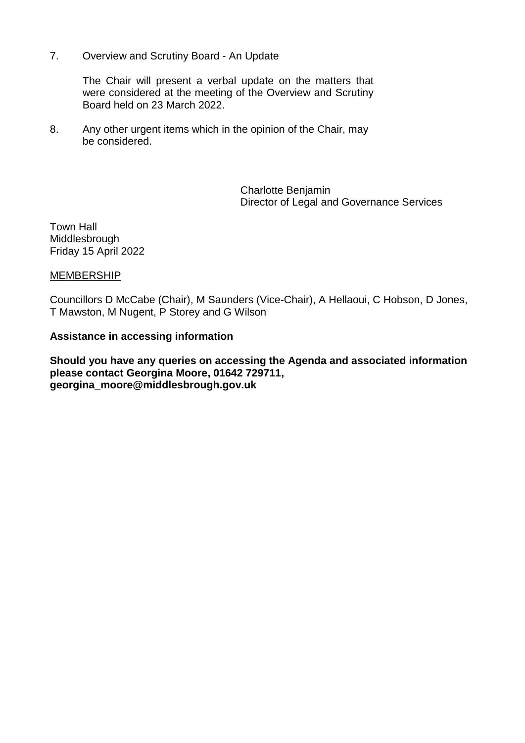7. Overview and Scrutiny Board - An Update

   The Chair will present a verbal update on the matters that were considered at the meeting of the Overview and Scrutiny Board held on 23 March 2022.

8. Any other urgent items which in the opinion of the Chair, may be considered.

Charlotte Benjamin
Director of Legal and Governance Services

Town Hall
Middlesbrough
Friday 15 April 2022

MEMBERSHIP

Councillors D McCabe (Chair), M Saunders (Vice-Chair), A Hellaoui, C Hobson, D Jones, T Mawston, M Nugent, P Storey and G Wilson

**Assistance in accessing information**

**Should you have any queries on accessing the Agenda and associated information please contact Georgina Moore, 01642 729711, georgina_moore@middlesbrough.gov.uk**